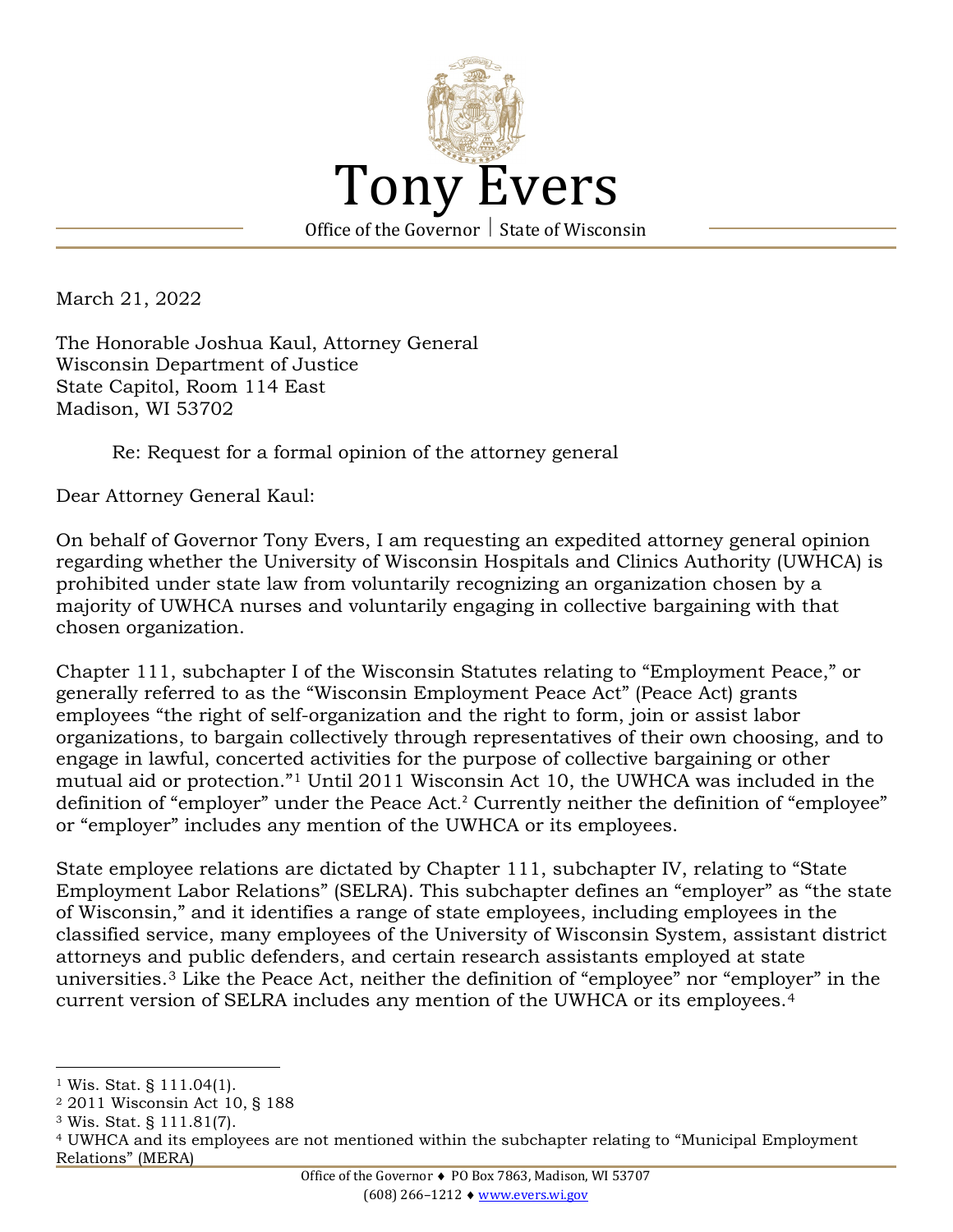# Tony Evers

Office of the Governor | State of Wisconsin

March 21, 2022

The Honorable Joshua Kaul, Attorney General
Wisconsin Department of Justice
State Capitol, Room 114 East
Madison, WI 53702

Re: Request for a formal opinion of the attorney general

Dear Attorney General Kaul:

On behalf of Governor Tony Evers, I am requesting an expedited attorney general opinion regarding whether the University of Wisconsin Hospitals and Clinics Authority (UWHCA) is prohibited under state law from voluntarily recognizing an organization chosen by a majority of UWHCA nurses and voluntarily engaging in collective bargaining with that chosen organization.

Chapter 111, subchapter I of the Wisconsin Statutes relating to "Employment Peace," or generally referred to as the "Wisconsin Employment Peace Act" (Peace Act) grants employees "the right of self-organization and the right to form, join or assist labor organizations, to bargain collectively through representatives of their own choosing, and to engage in lawful, concerted activities for the purpose of collective bargaining or other mutual aid or protection."[1] Until 2011 Wisconsin Act 10, the UWHCA was included in the definition of "employer" under the Peace Act.[2] Currently neither the definition of "employee" or "employer" includes any mention of the UWHCA or its employees.

State employee relations are dictated by Chapter 111, subchapter IV, relating to "State Employment Labor Relations" (SELRA). This subchapter defines an "employer" as "the state of Wisconsin," and it identifies a range of state employees, including employees in the classified service, many employees of the University of Wisconsin System, assistant district attorneys and public defenders, and certain research assistants employed at state universities.[3] Like the Peace Act, neither the definition of "employee" nor "employer" in the current version of SELRA includes any mention of the UWHCA or its employees.[4]

---

[1] Wis. Stat. § 111.04(1).

[2] 2011 Wisconsin Act 10, § 188

[3] Wis. Stat. § 111.81(7).

[4] UWHCA and its employees are not mentioned within the subchapter relating to "Municipal Employment Relations" (MERA)

Office of the Governor ♦ PO Box 7863, Madison, WI 53707
(608) 266–1212 ♦ www.evers.wi.gov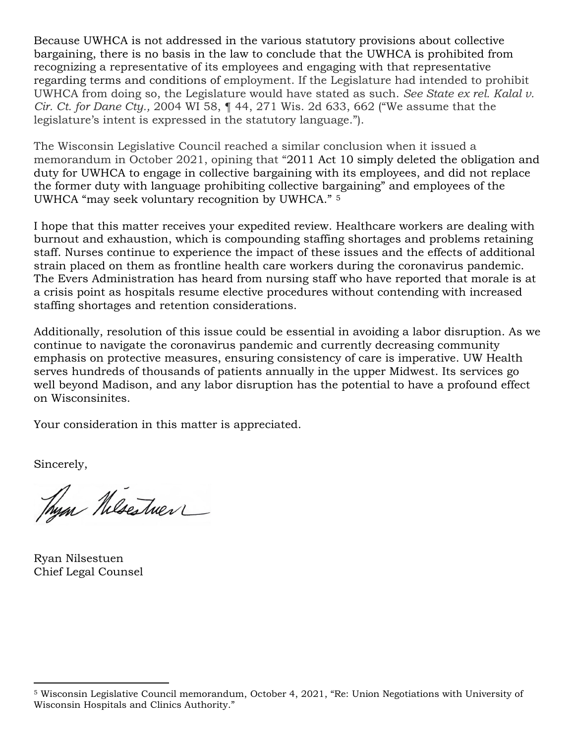Because UWHCA is not addressed in the various statutory provisions about collective bargaining, there is no basis in the law to conclude that the UWHCA is prohibited from recognizing a representative of its employees and engaging with that representative regarding terms and conditions of employment. If the Legislature had intended to prohibit UWHCA from doing so, the Legislature would have stated as such. *See State ex rel. Kalal v. Cir. Ct. for Dane Cty.,* 2004 WI 58, ¶ 44, 271 Wis. 2d 633, 662 ("We assume that the legislature's intent is expressed in the statutory language.").

The Wisconsin Legislative Council reached a similar conclusion when it issued a memorandum in October 2021, opining that "2011 Act 10 simply deleted the obligation and duty for UWHCA to engage in collective bargaining with its employees, and did not replace the former duty with language prohibiting collective bargaining" and employees of the UWHCA "may seek voluntary recognition by UWHCA." [5]

I hope that this matter receives your expedited review. Healthcare workers are dealing with burnout and exhaustion, which is compounding staffing shortages and problems retaining staff. Nurses continue to experience the impact of these issues and the effects of additional strain placed on them as frontline health care workers during the coronavirus pandemic. The Evers Administration has heard from nursing staff who have reported that morale is at a crisis point as hospitals resume elective procedures without contending with increased staffing shortages and retention considerations.

Additionally, resolution of this issue could be essential in avoiding a labor disruption. As we continue to navigate the coronavirus pandemic and currently decreasing community emphasis on protective measures, ensuring consistency of care is imperative. UW Health serves hundreds of thousands of patients annually in the upper Midwest. Its services go well beyond Madison, and any labor disruption has the potential to have a profound effect on Wisconsinites.

Your consideration in this matter is appreciated.

Sincerely,

Ryan Nilsestuen
Chief Legal Counsel

---

[5] Wisconsin Legislative Council memorandum, October 4, 2021, "Re: Union Negotiations with University of Wisconsin Hospitals and Clinics Authority."